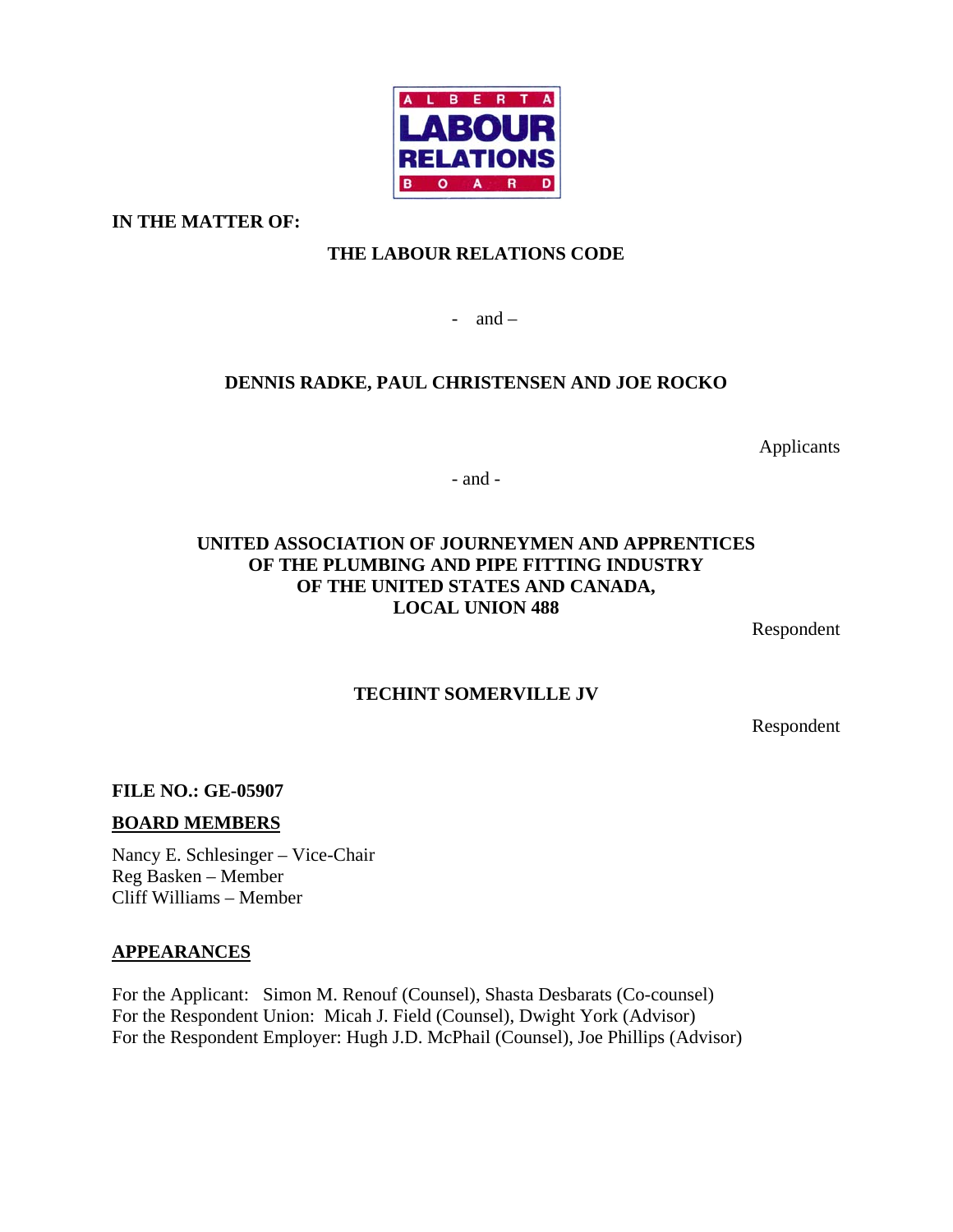ALBERTA LABOUR RELATIONS BOARD

**IN THE MATTER OF:**

**THE LABOUR RELATIONS CODE**

\- and –

**DENNIS RADKE, PAUL CHRISTENSEN AND JOE ROCKO**

Applicants

\- and -

**UNITED ASSOCIATION OF JOURNEYMEN AND APPRENTICES OF THE PLUMBING AND PIPE FITTING INDUSTRY OF THE UNITED STATES AND CANADA, LOCAL UNION 488**

Respondent

**TECHINT SOMERVILLE JV**

Respondent

**FILE NO.: GE-05907**

**BOARD MEMBERS**

Nancy E. Schlesinger – Vice-Chair
Reg Basken – Member
Cliff Williams – Member

**APPEARANCES**

For the Applicant: Simon M. Renouf (Counsel), Shasta Desbarats (Co-counsel)
For the Respondent Union: Micah J. Field (Counsel), Dwight York (Advisor)
For the Respondent Employer: Hugh J.D. McPhail (Counsel), Joe Phillips (Advisor)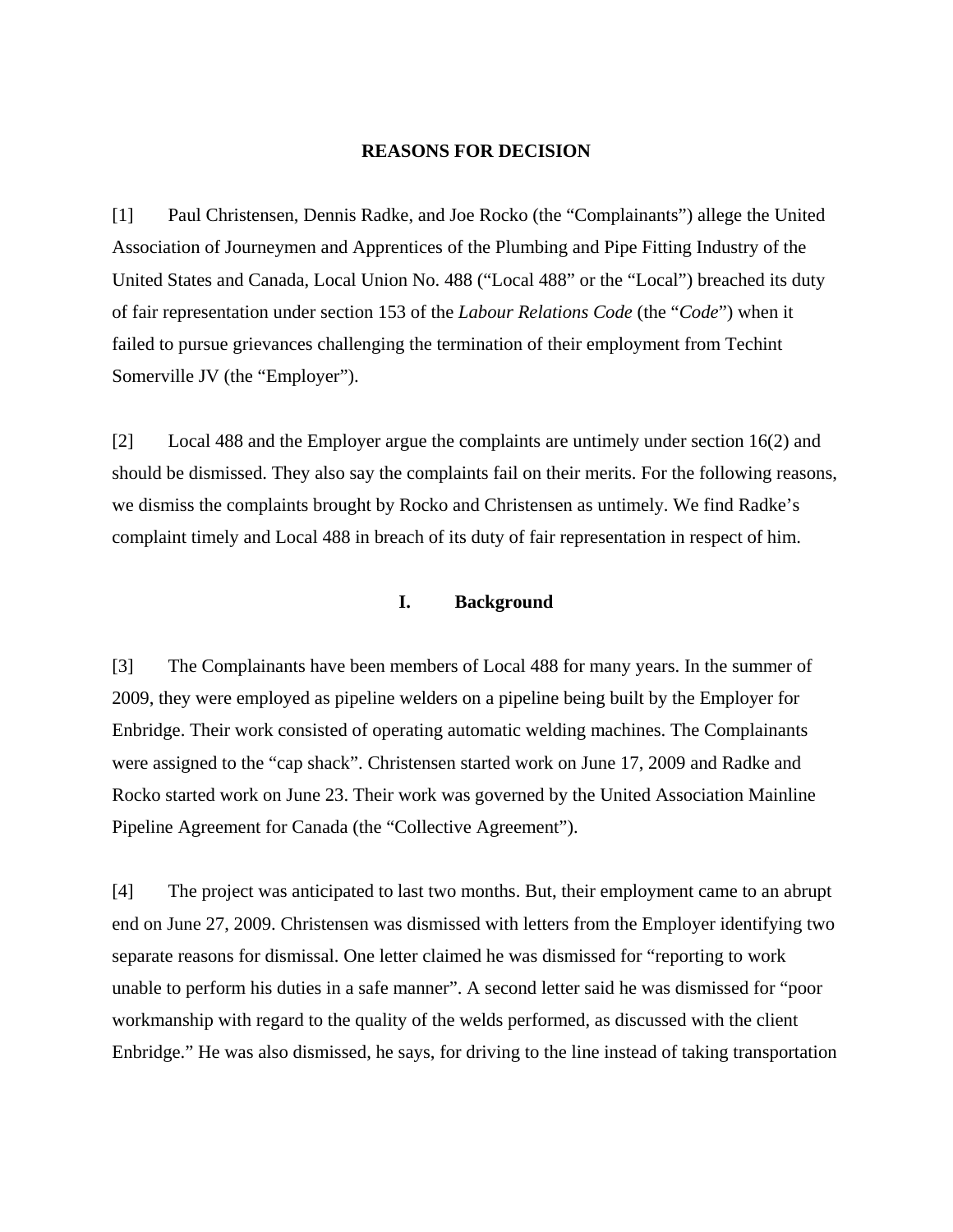## REASONS FOR DECISION

[1] Paul Christensen, Dennis Radke, and Joe Rocko (the "Complainants") allege the United Association of Journeymen and Apprentices of the Plumbing and Pipe Fitting Industry of the United States and Canada, Local Union No. 488 ("Local 488" or the "Local") breached its duty of fair representation under section 153 of the *Labour Relations Code* (the "*Code*") when it failed to pursue grievances challenging the termination of their employment from Techint Somerville JV (the "Employer").

[2] Local 488 and the Employer argue the complaints are untimely under section 16(2) and should be dismissed. They also say the complaints fail on their merits. For the following reasons, we dismiss the complaints brought by Rocko and Christensen as untimely. We find Radke's complaint timely and Local 488 in breach of its duty of fair representation in respect of him.

### I. Background

[3] The Complainants have been members of Local 488 for many years. In the summer of 2009, they were employed as pipeline welders on a pipeline being built by the Employer for Enbridge. Their work consisted of operating automatic welding machines. The Complainants were assigned to the "cap shack". Christensen started work on June 17, 2009 and Radke and Rocko started work on June 23. Their work was governed by the United Association Mainline Pipeline Agreement for Canada (the "Collective Agreement").

[4] The project was anticipated to last two months. But, their employment came to an abrupt end on June 27, 2009. Christensen was dismissed with letters from the Employer identifying two separate reasons for dismissal. One letter claimed he was dismissed for "reporting to work unable to perform his duties in a safe manner". A second letter said he was dismissed for "poor workmanship with regard to the quality of the welds performed, as discussed with the client Enbridge." He was also dismissed, he says, for driving to the line instead of taking transportation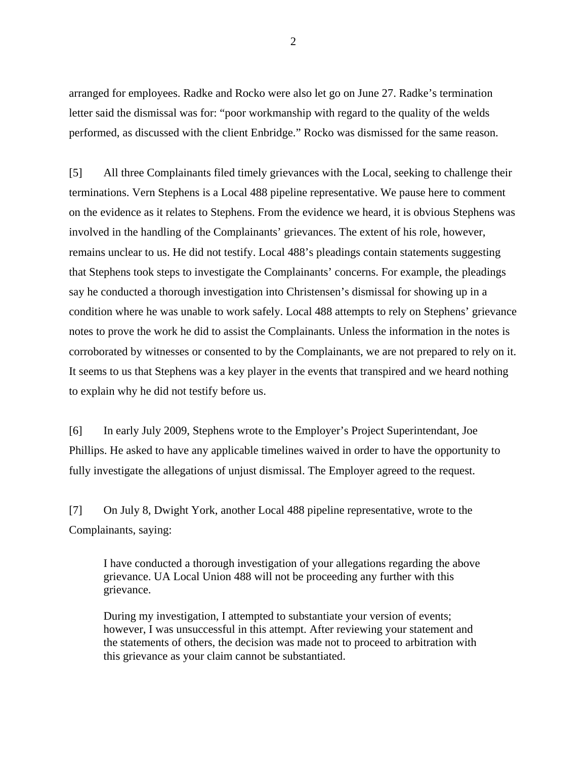arranged for employees. Radke and Rocko were also let go on June 27. Radke's termination letter said the dismissal was for: "poor workmanship with regard to the quality of the welds performed, as discussed with the client Enbridge." Rocko was dismissed for the same reason.

[5] All three Complainants filed timely grievances with the Local, seeking to challenge their terminations. Vern Stephens is a Local 488 pipeline representative. We pause here to comment on the evidence as it relates to Stephens. From the evidence we heard, it is obvious Stephens was involved in the handling of the Complainants' grievances. The extent of his role, however, remains unclear to us. He did not testify. Local 488's pleadings contain statements suggesting that Stephens took steps to investigate the Complainants' concerns. For example, the pleadings say he conducted a thorough investigation into Christensen's dismissal for showing up in a condition where he was unable to work safely. Local 488 attempts to rely on Stephens' grievance notes to prove the work he did to assist the Complainants. Unless the information in the notes is corroborated by witnesses or consented to by the Complainants, we are not prepared to rely on it. It seems to us that Stephens was a key player in the events that transpired and we heard nothing to explain why he did not testify before us.

[6] In early July 2009, Stephens wrote to the Employer's Project Superintendant, Joe Phillips. He asked to have any applicable timelines waived in order to have the opportunity to fully investigate the allegations of unjust dismissal. The Employer agreed to the request.

[7] On July 8, Dwight York, another Local 488 pipeline representative, wrote to the Complainants, saying:

> I have conducted a thorough investigation of your allegations regarding the above grievance. UA Local Union 488 will not be proceeding any further with this grievance.
>
> During my investigation, I attempted to substantiate your version of events; however, I was unsuccessful in this attempt. After reviewing your statement and the statements of others, the decision was made not to proceed to arbitration with this grievance as your claim cannot be substantiated.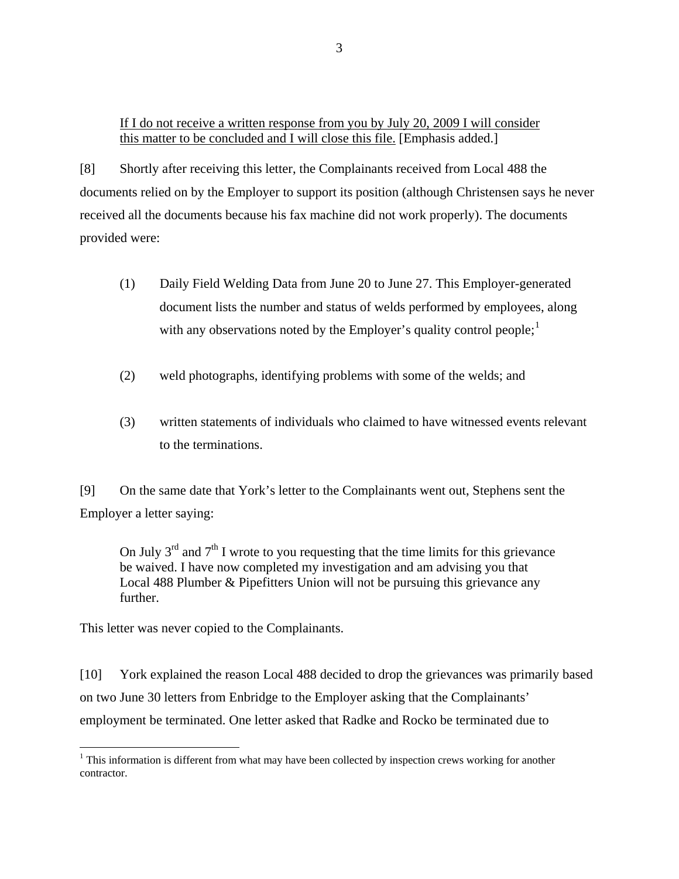<u>If I do not receive a written response from you by July 20, 2009 I will consider this matter to be concluded and I will close this file.</u> [Emphasis added.]

[8] Shortly after receiving this letter, the Complainants received from Local 488 the documents relied on by the Employer to support its position (although Christensen says he never received all the documents because his fax machine did not work properly). The documents provided were:

(1) Daily Field Welding Data from June 20 to June 27. This Employer-generated document lists the number and status of welds performed by employees, along with any observations noted by the Employer's quality control people;[1]

(2) weld photographs, identifying problems with some of the welds; and

(3) written statements of individuals who claimed to have witnessed events relevant to the terminations.

[9] On the same date that York's letter to the Complainants went out, Stephens sent the Employer a letter saying:

> On July 3rd and 7th I wrote to you requesting that the time limits for this grievance be waived. I have now completed my investigation and am advising you that Local 488 Plumber & Pipefitters Union will not be pursuing this grievance any further.

This letter was never copied to the Complainants.

[10] York explained the reason Local 488 decided to drop the grievances was primarily based on two June 30 letters from Enbridge to the Employer asking that the Complainants' employment be terminated. One letter asked that Radke and Rocko be terminated due to

---

[1] This information is different from what may have been collected by inspection crews working for another contractor.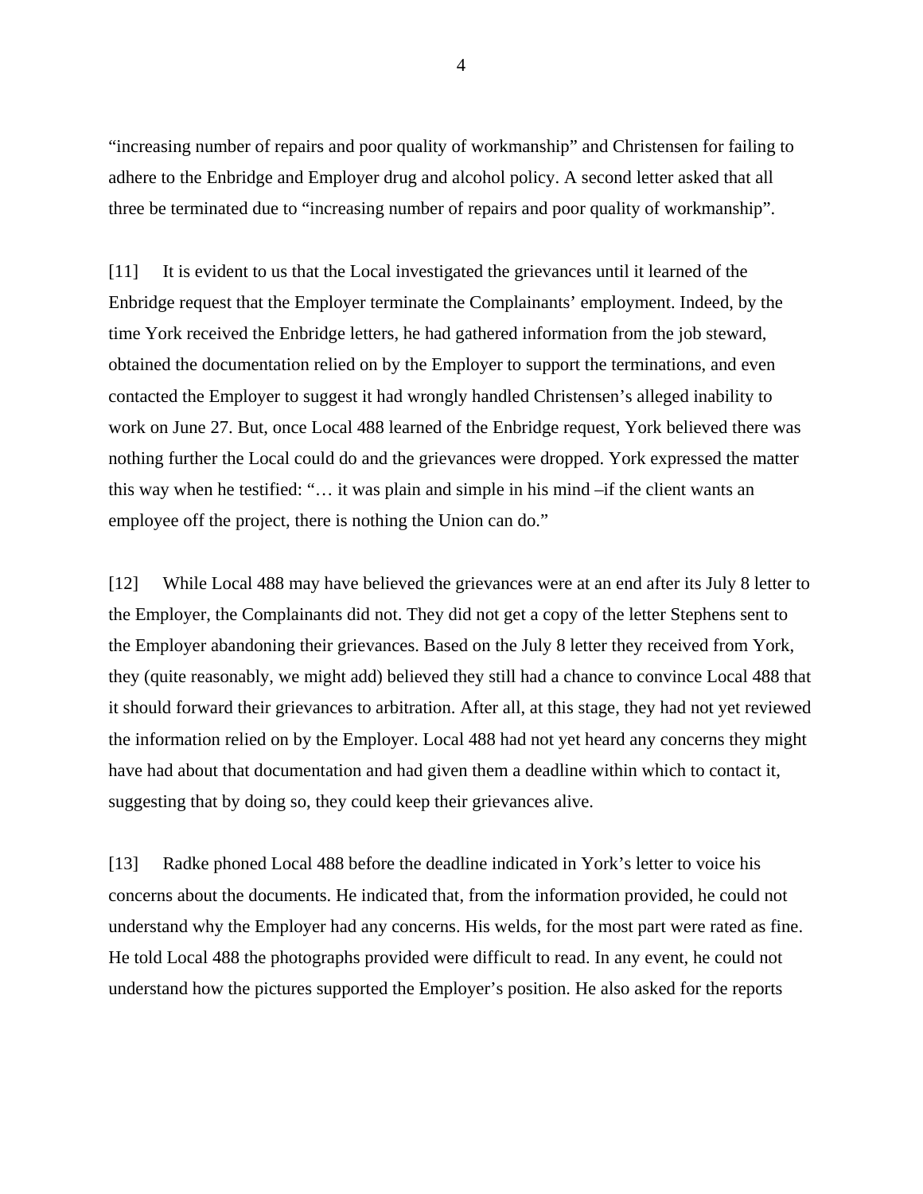"increasing number of repairs and poor quality of workmanship" and Christensen for failing to adhere to the Enbridge and Employer drug and alcohol policy. A second letter asked that all three be terminated due to "increasing number of repairs and poor quality of workmanship".

[11] It is evident to us that the Local investigated the grievances until it learned of the Enbridge request that the Employer terminate the Complainants' employment. Indeed, by the time York received the Enbridge letters, he had gathered information from the job steward, obtained the documentation relied on by the Employer to support the terminations, and even contacted the Employer to suggest it had wrongly handled Christensen's alleged inability to work on June 27. But, once Local 488 learned of the Enbridge request, York believed there was nothing further the Local could do and the grievances were dropped. York expressed the matter this way when he testified: "… it was plain and simple in his mind –if the client wants an employee off the project, there is nothing the Union can do."

[12] While Local 488 may have believed the grievances were at an end after its July 8 letter to the Employer, the Complainants did not. They did not get a copy of the letter Stephens sent to the Employer abandoning their grievances. Based on the July 8 letter they received from York, they (quite reasonably, we might add) believed they still had a chance to convince Local 488 that it should forward their grievances to arbitration. After all, at this stage, they had not yet reviewed the information relied on by the Employer. Local 488 had not yet heard any concerns they might have had about that documentation and had given them a deadline within which to contact it, suggesting that by doing so, they could keep their grievances alive.

[13] Radke phoned Local 488 before the deadline indicated in York's letter to voice his concerns about the documents. He indicated that, from the information provided, he could not understand why the Employer had any concerns. His welds, for the most part were rated as fine. He told Local 488 the photographs provided were difficult to read. In any event, he could not understand how the pictures supported the Employer's position. He also asked for the reports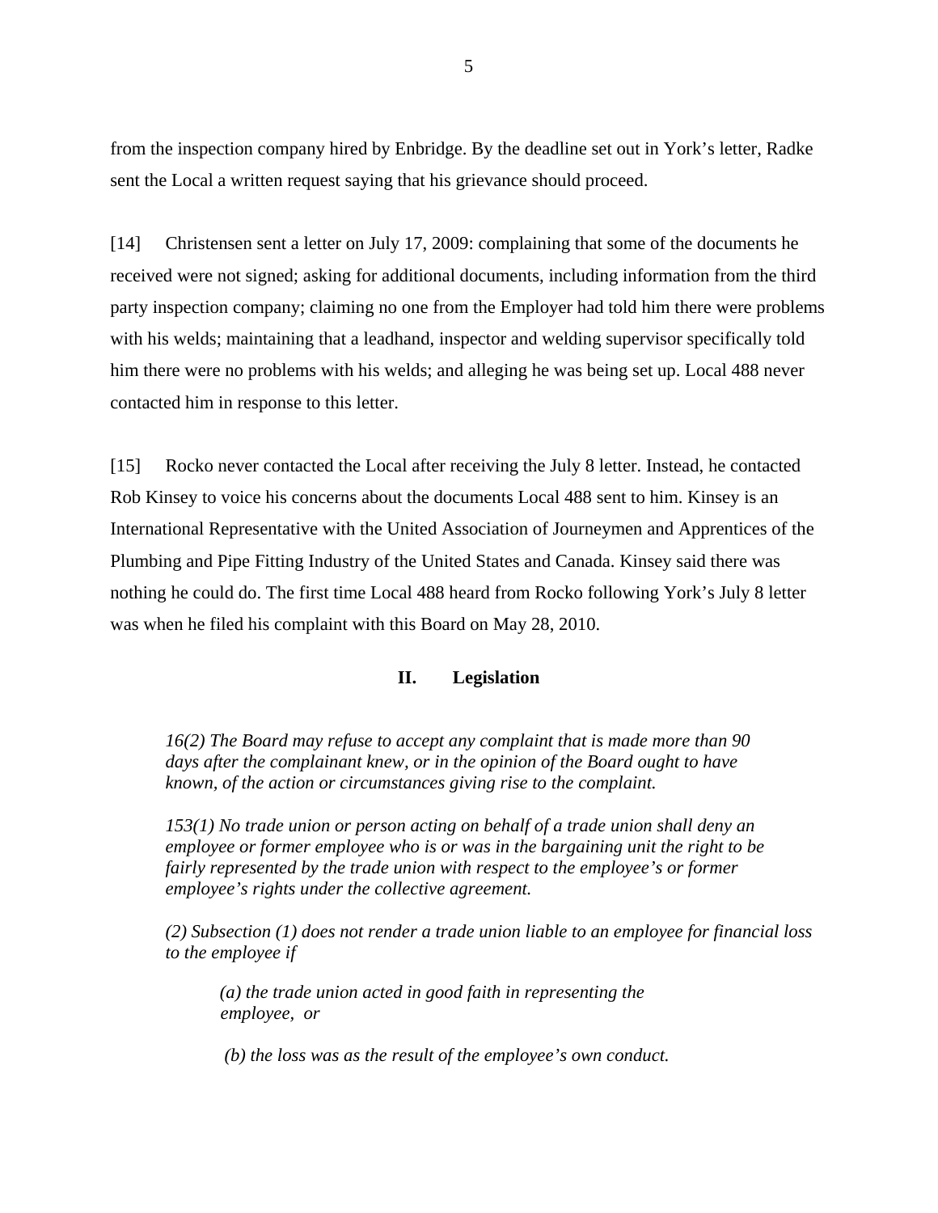from the inspection company hired by Enbridge. By the deadline set out in York's letter, Radke sent the Local a written request saying that his grievance should proceed.

[14] Christensen sent a letter on July 17, 2009: complaining that some of the documents he received were not signed; asking for additional documents, including information from the third party inspection company; claiming no one from the Employer had told him there were problems with his welds; maintaining that a leadhand, inspector and welding supervisor specifically told him there were no problems with his welds; and alleging he was being set up. Local 488 never contacted him in response to this letter.

[15] Rocko never contacted the Local after receiving the July 8 letter. Instead, he contacted Rob Kinsey to voice his concerns about the documents Local 488 sent to him. Kinsey is an International Representative with the United Association of Journeymen and Apprentices of the Plumbing and Pipe Fitting Industry of the United States and Canada. Kinsey said there was nothing he could do. The first time Local 488 heard from Rocko following York's July 8 letter was when he filed his complaint with this Board on May 28, 2010.

## II. Legislation

> *16(2) The Board may refuse to accept any complaint that is made more than 90 days after the complainant knew, or in the opinion of the Board ought to have known, of the action or circumstances giving rise to the complaint.*
>
> *153(1) No trade union or person acting on behalf of a trade union shall deny an employee or former employee who is or was in the bargaining unit the right to be fairly represented by the trade union with respect to the employee's or former employee's rights under the collective agreement.*
>
> *(2) Subsection (1) does not render a trade union liable to an employee for financial loss to the employee if*
>
> > *(a) the trade union acted in good faith in representing the employee, or*
> >
> > *(b) the loss was as the result of the employee's own conduct.*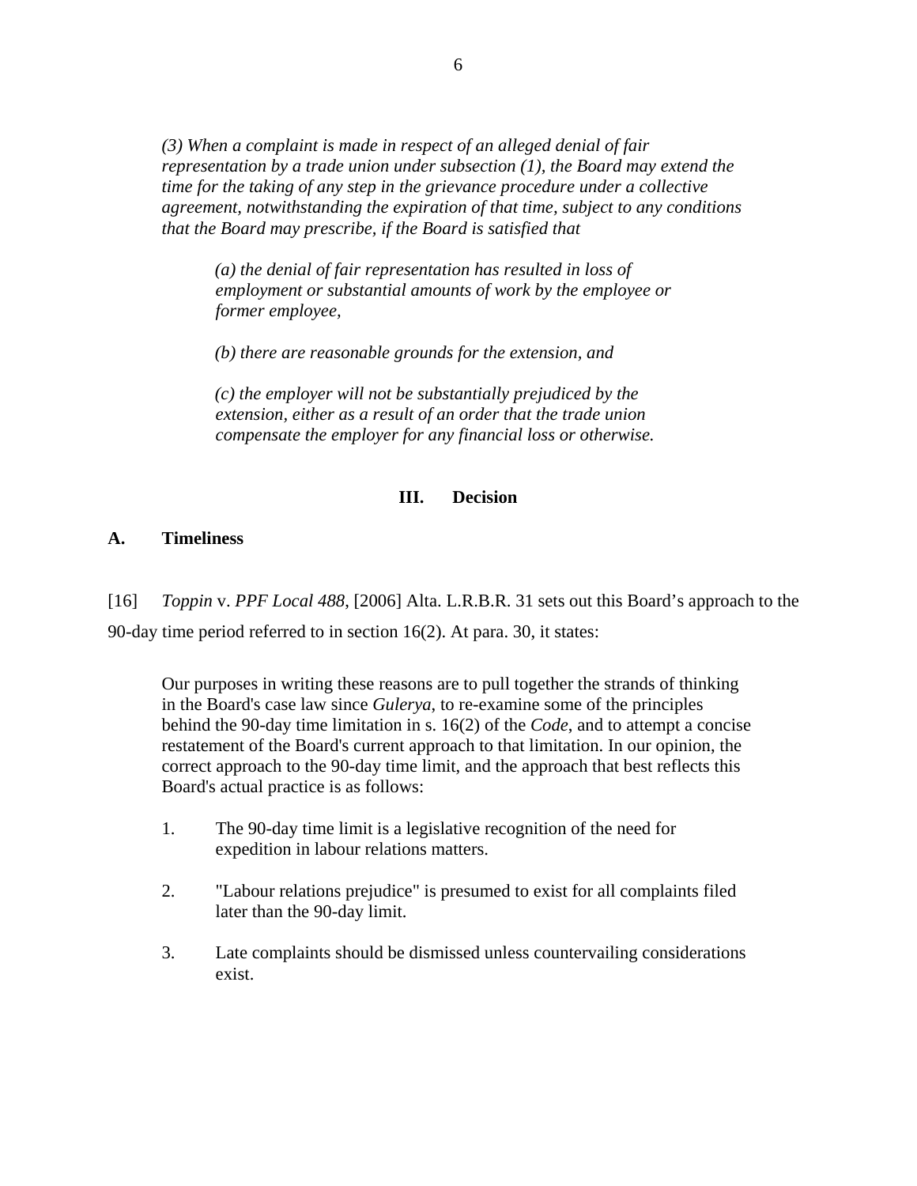*(3) When a complaint is made in respect of an alleged denial of fair representation by a trade union under subsection (1), the Board may extend the time for the taking of any step in the grievance procedure under a collective agreement, notwithstanding the expiration of that time, subject to any conditions that the Board may prescribe, if the Board is satisfied that*

> *(a) the denial of fair representation has resulted in loss of employment or substantial amounts of work by the employee or former employee,*
>
> *(b) there are reasonable grounds for the extension, and*
>
> *(c) the employer will not be substantially prejudiced by the extension, either as a result of an order that the trade union compensate the employer for any financial loss or otherwise.*

## III. Decision

### A. Timeliness

[16] *Toppin* v. *PPF Local 488*, [2006] Alta. L.R.B.R. 31 sets out this Board's approach to the 90-day time period referred to in section 16(2). At para. 30, it states:

> Our purposes in writing these reasons are to pull together the strands of thinking in the Board's case law since *Gulerya*, to re-examine some of the principles behind the 90-day time limitation in s. 16(2) of the *Code*, and to attempt a concise restatement of the Board's current approach to that limitation. In our opinion, the correct approach to the 90-day time limit, and the approach that best reflects this Board's actual practice is as follows:
>
> 1. The 90-day time limit is a legislative recognition of the need for expedition in labour relations matters.
>
> 2. "Labour relations prejudice" is presumed to exist for all complaints filed later than the 90-day limit.
>
> 3. Late complaints should be dismissed unless countervailing considerations exist.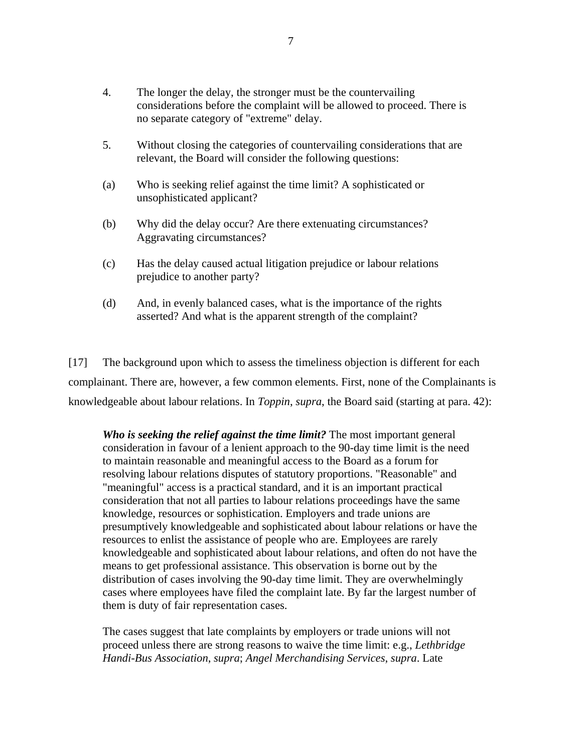4. The longer the delay, the stronger must be the countervailing considerations before the complaint will be allowed to proceed. There is no separate category of "extreme" delay.

5. Without closing the categories of countervailing considerations that are relevant, the Board will consider the following questions:

(a) Who is seeking relief against the time limit? A sophisticated or unsophisticated applicant?

(b) Why did the delay occur? Are there extenuating circumstances? Aggravating circumstances?

(c) Has the delay caused actual litigation prejudice or labour relations prejudice to another party?

(d) And, in evenly balanced cases, what is the importance of the rights asserted? And what is the apparent strength of the complaint?

[17] The background upon which to assess the timeliness objection is different for each complainant. There are, however, a few common elements. First, none of the Complainants is knowledgeable about labour relations. In *Toppin*, *supra*, the Board said (starting at para. 42):

> ***Who is seeking the relief against the time limit?*** The most important general consideration in favour of a lenient approach to the 90-day time limit is the need to maintain reasonable and meaningful access to the Board as a forum for resolving labour relations disputes of statutory proportions. "Reasonable" and "meaningful" access is a practical standard, and it is an important practical consideration that not all parties to labour relations proceedings have the same knowledge, resources or sophistication. Employers and trade unions are presumptively knowledgeable and sophisticated about labour relations or have the resources to enlist the assistance of people who are. Employees are rarely knowledgeable and sophisticated about labour relations, and often do not have the means to get professional assistance. This observation is borne out by the distribution of cases involving the 90-day time limit. They are overwhelmingly cases where employees have filed the complaint late. By far the largest number of them is duty of fair representation cases.
>
> The cases suggest that late complaints by employers or trade unions will not proceed unless there are strong reasons to waive the time limit: e.g., *Lethbridge Handi-Bus Association*, *supra*; *Angel Merchandising Services*, *supra*. Late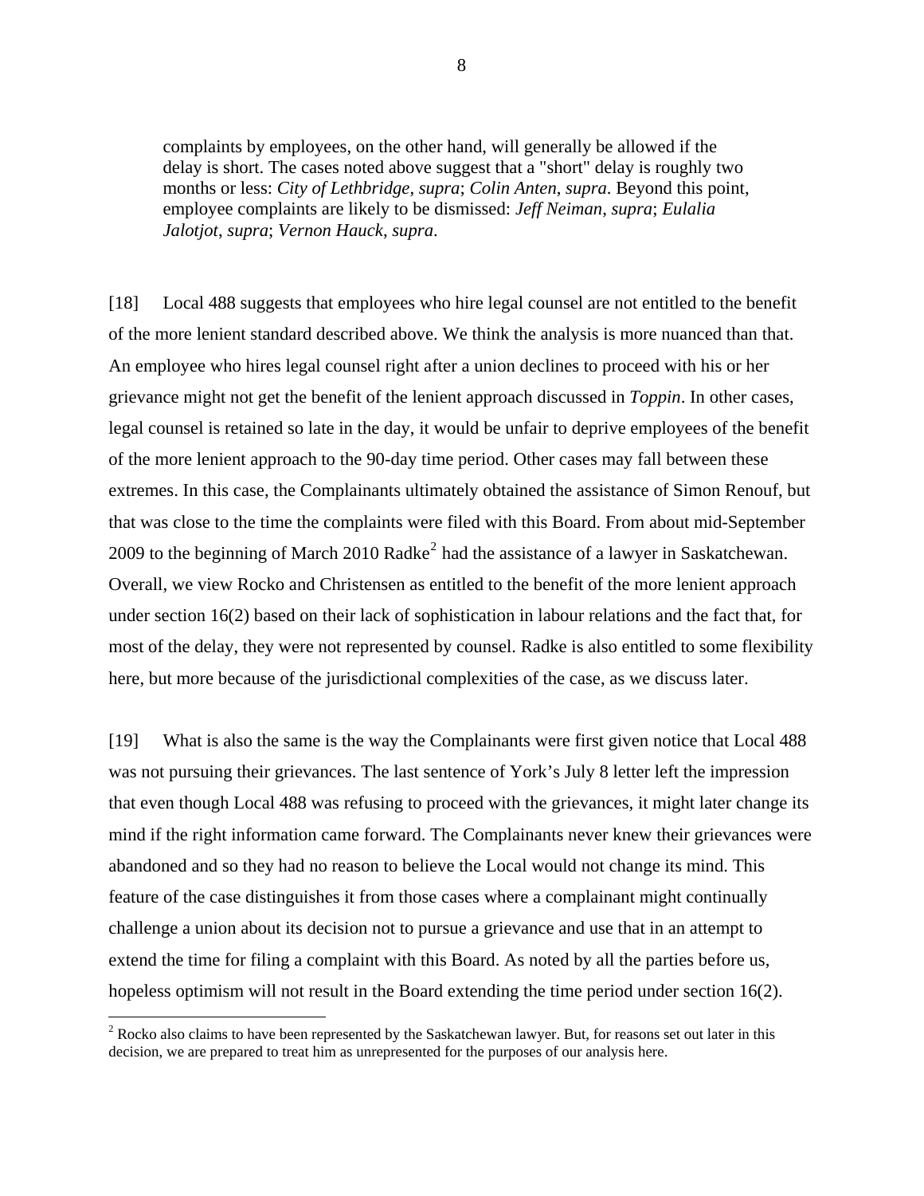> complaints by employees, on the other hand, will generally be allowed if the delay is short. The cases noted above suggest that a "short" delay is roughly two months or less: *City of Lethbridge*, *supra*; *Colin Anten*, *supra*. Beyond this point, employee complaints are likely to be dismissed: *Jeff Neiman*, *supra*; *Eulalia Jalotjot*, *supra*; *Vernon Hauck*, *supra*.

[18] Local 488 suggests that employees who hire legal counsel are not entitled to the benefit of the more lenient standard described above. We think the analysis is more nuanced than that. An employee who hires legal counsel right after a union declines to proceed with his or her grievance might not get the benefit of the lenient approach discussed in *Toppin*. In other cases, legal counsel is retained so late in the day, it would be unfair to deprive employees of the benefit of the more lenient approach to the 90-day time period. Other cases may fall between these extremes. In this case, the Complainants ultimately obtained the assistance of Simon Renouf, but that was close to the time the complaints were filed with this Board. From about mid-September 2009 to the beginning of March 2010 Radke[2] had the assistance of a lawyer in Saskatchewan. Overall, we view Rocko and Christensen as entitled to the benefit of the more lenient approach under section 16(2) based on their lack of sophistication in labour relations and the fact that, for most of the delay, they were not represented by counsel. Radke is also entitled to some flexibility here, but more because of the jurisdictional complexities of the case, as we discuss later.

[19] What is also the same is the way the Complainants were first given notice that Local 488 was not pursuing their grievances. The last sentence of York's July 8 letter left the impression that even though Local 488 was refusing to proceed with the grievances, it might later change its mind if the right information came forward. The Complainants never knew their grievances were abandoned and so they had no reason to believe the Local would not change its mind. This feature of the case distinguishes it from those cases where a complainant might continually challenge a union about its decision not to pursue a grievance and use that in an attempt to extend the time for filing a complaint with this Board. As noted by all the parties before us, hopeless optimism will not result in the Board extending the time period under section 16(2).

[2] Rocko also claims to have been represented by the Saskatchewan lawyer. But, for reasons set out later in this decision, we are prepared to treat him as unrepresented for the purposes of our analysis here.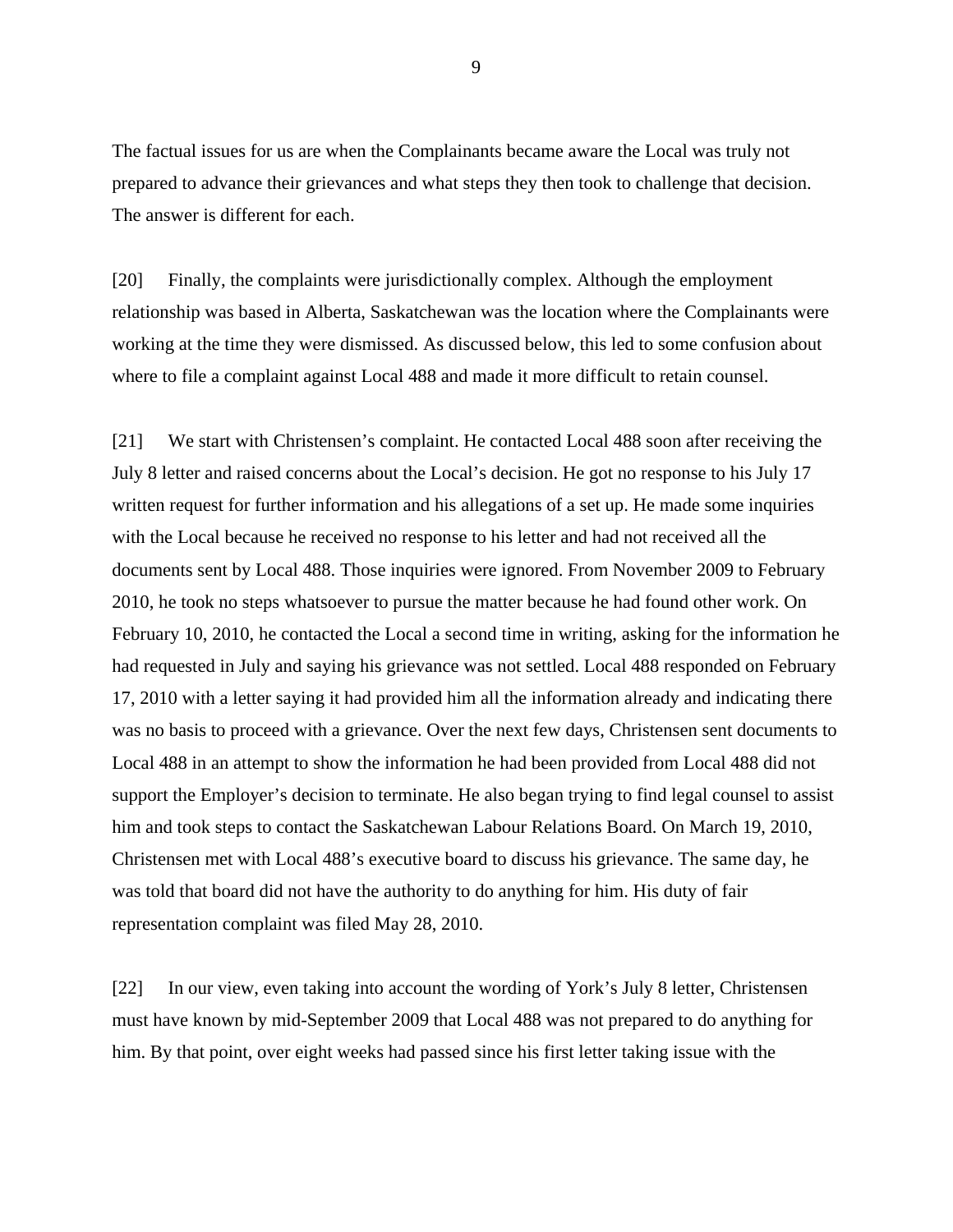The factual issues for us are when the Complainants became aware the Local was truly not prepared to advance their grievances and what steps they then took to challenge that decision. The answer is different for each.

[20] Finally, the complaints were jurisdictionally complex. Although the employment relationship was based in Alberta, Saskatchewan was the location where the Complainants were working at the time they were dismissed. As discussed below, this led to some confusion about where to file a complaint against Local 488 and made it more difficult to retain counsel.

[21] We start with Christensen's complaint. He contacted Local 488 soon after receiving the July 8 letter and raised concerns about the Local's decision. He got no response to his July 17 written request for further information and his allegations of a set up. He made some inquiries with the Local because he received no response to his letter and had not received all the documents sent by Local 488. Those inquiries were ignored. From November 2009 to February 2010, he took no steps whatsoever to pursue the matter because he had found other work. On February 10, 2010, he contacted the Local a second time in writing, asking for the information he had requested in July and saying his grievance was not settled. Local 488 responded on February 17, 2010 with a letter saying it had provided him all the information already and indicating there was no basis to proceed with a grievance. Over the next few days, Christensen sent documents to Local 488 in an attempt to show the information he had been provided from Local 488 did not support the Employer's decision to terminate. He also began trying to find legal counsel to assist him and took steps to contact the Saskatchewan Labour Relations Board. On March 19, 2010, Christensen met with Local 488's executive board to discuss his grievance. The same day, he was told that board did not have the authority to do anything for him. His duty of fair representation complaint was filed May 28, 2010.

[22] In our view, even taking into account the wording of York's July 8 letter, Christensen must have known by mid-September 2009 that Local 488 was not prepared to do anything for him. By that point, over eight weeks had passed since his first letter taking issue with the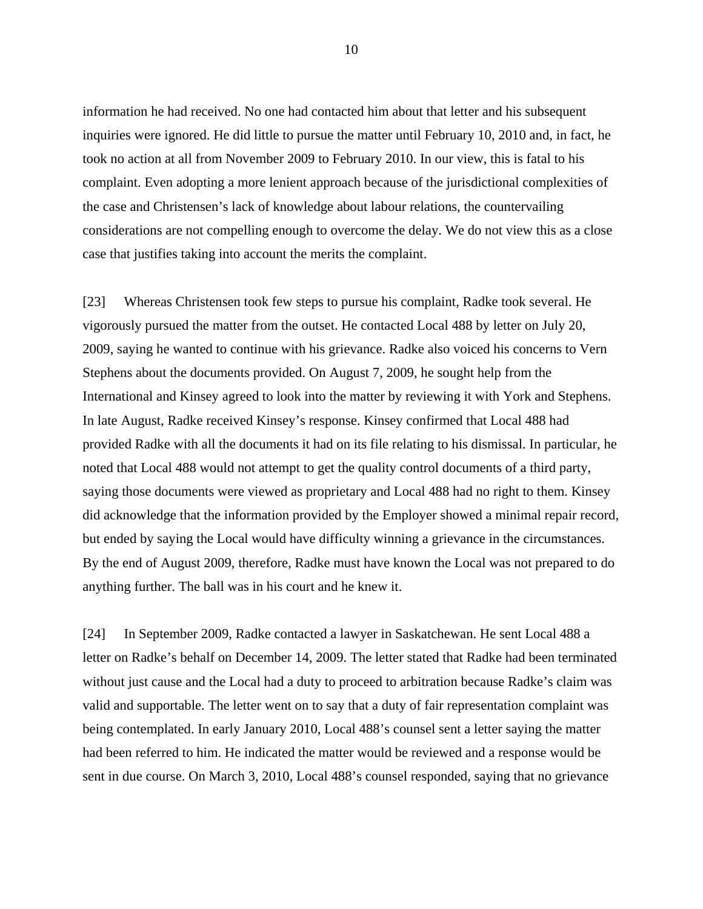information he had received. No one had contacted him about that letter and his subsequent inquiries were ignored. He did little to pursue the matter until February 10, 2010 and, in fact, he took no action at all from November 2009 to February 2010. In our view, this is fatal to his complaint. Even adopting a more lenient approach because of the jurisdictional complexities of the case and Christensen's lack of knowledge about labour relations, the countervailing considerations are not compelling enough to overcome the delay. We do not view this as a close case that justifies taking into account the merits the complaint.

[23] Whereas Christensen took few steps to pursue his complaint, Radke took several. He vigorously pursued the matter from the outset. He contacted Local 488 by letter on July 20, 2009, saying he wanted to continue with his grievance. Radke also voiced his concerns to Vern Stephens about the documents provided. On August 7, 2009, he sought help from the International and Kinsey agreed to look into the matter by reviewing it with York and Stephens. In late August, Radke received Kinsey's response. Kinsey confirmed that Local 488 had provided Radke with all the documents it had on its file relating to his dismissal. In particular, he noted that Local 488 would not attempt to get the quality control documents of a third party, saying those documents were viewed as proprietary and Local 488 had no right to them. Kinsey did acknowledge that the information provided by the Employer showed a minimal repair record, but ended by saying the Local would have difficulty winning a grievance in the circumstances. By the end of August 2009, therefore, Radke must have known the Local was not prepared to do anything further. The ball was in his court and he knew it.

[24] In September 2009, Radke contacted a lawyer in Saskatchewan. He sent Local 488 a letter on Radke's behalf on December 14, 2009. The letter stated that Radke had been terminated without just cause and the Local had a duty to proceed to arbitration because Radke's claim was valid and supportable. The letter went on to say that a duty of fair representation complaint was being contemplated. In early January 2010, Local 488's counsel sent a letter saying the matter had been referred to him. He indicated the matter would be reviewed and a response would be sent in due course. On March 3, 2010, Local 488's counsel responded, saying that no grievance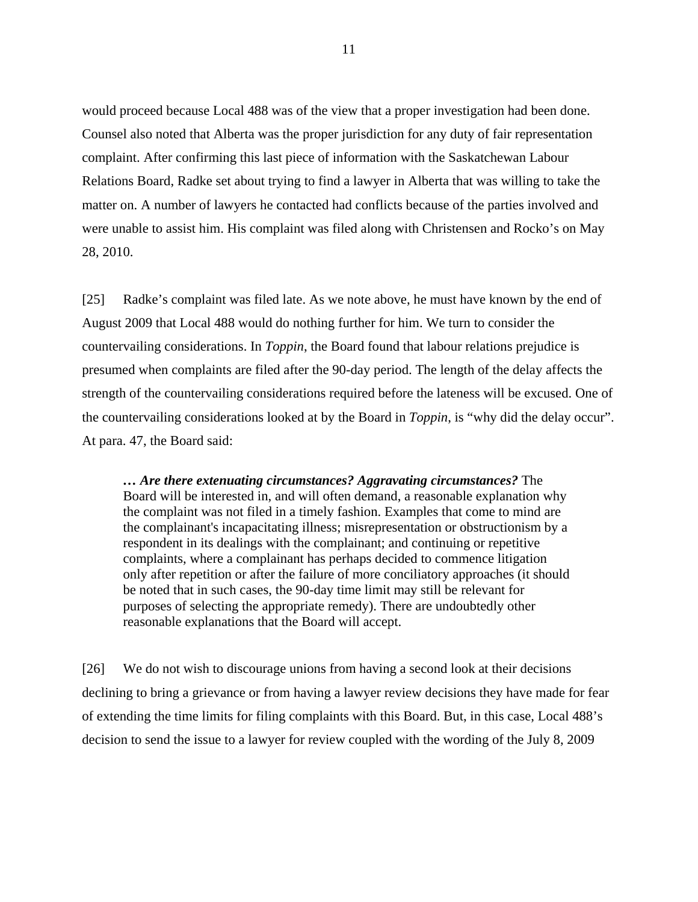would proceed because Local 488 was of the view that a proper investigation had been done. Counsel also noted that Alberta was the proper jurisdiction for any duty of fair representation complaint. After confirming this last piece of information with the Saskatchewan Labour Relations Board, Radke set about trying to find a lawyer in Alberta that was willing to take the matter on. A number of lawyers he contacted had conflicts because of the parties involved and were unable to assist him. His complaint was filed along with Christensen and Rocko's on May 28, 2010.

[25] Radke's complaint was filed late. As we note above, he must have known by the end of August 2009 that Local 488 would do nothing further for him. We turn to consider the countervailing considerations. In *Toppin*, the Board found that labour relations prejudice is presumed when complaints are filed after the 90-day period. The length of the delay affects the strength of the countervailing considerations required before the lateness will be excused. One of the countervailing considerations looked at by the Board in *Toppin*, is "why did the delay occur". At para. 47, the Board said:

> ***… Are there extenuating circumstances? Aggravating circumstances?*** The Board will be interested in, and will often demand, a reasonable explanation why the complaint was not filed in a timely fashion. Examples that come to mind are the complainant's incapacitating illness; misrepresentation or obstructionism by a respondent in its dealings with the complainant; and continuing or repetitive complaints, where a complainant has perhaps decided to commence litigation only after repetition or after the failure of more conciliatory approaches (it should be noted that in such cases, the 90-day time limit may still be relevant for purposes of selecting the appropriate remedy). There are undoubtedly other reasonable explanations that the Board will accept.

[26] We do not wish to discourage unions from having a second look at their decisions declining to bring a grievance or from having a lawyer review decisions they have made for fear of extending the time limits for filing complaints with this Board. But, in this case, Local 488's decision to send the issue to a lawyer for review coupled with the wording of the July 8, 2009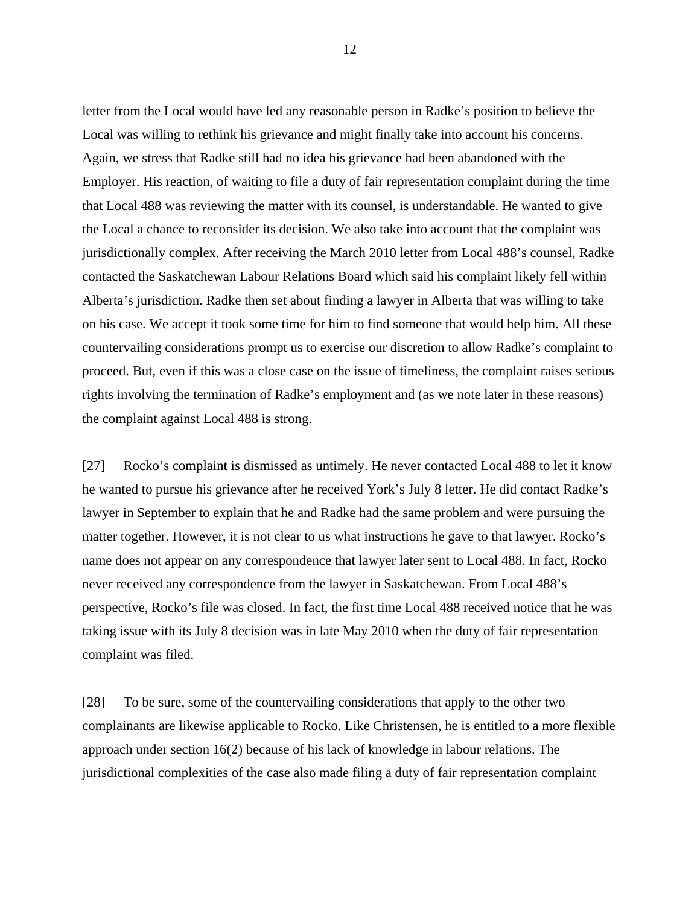letter from the Local would have led any reasonable person in Radke's position to believe the Local was willing to rethink his grievance and might finally take into account his concerns. Again, we stress that Radke still had no idea his grievance had been abandoned with the Employer. His reaction, of waiting to file a duty of fair representation complaint during the time that Local 488 was reviewing the matter with its counsel, is understandable. He wanted to give the Local a chance to reconsider its decision. We also take into account that the complaint was jurisdictionally complex. After receiving the March 2010 letter from Local 488's counsel, Radke contacted the Saskatchewan Labour Relations Board which said his complaint likely fell within Alberta's jurisdiction. Radke then set about finding a lawyer in Alberta that was willing to take on his case. We accept it took some time for him to find someone that would help him. All these countervailing considerations prompt us to exercise our discretion to allow Radke's complaint to proceed. But, even if this was a close case on the issue of timeliness, the complaint raises serious rights involving the termination of Radke's employment and (as we note later in these reasons) the complaint against Local 488 is strong.

[27] Rocko's complaint is dismissed as untimely. He never contacted Local 488 to let it know he wanted to pursue his grievance after he received York's July 8 letter. He did contact Radke's lawyer in September to explain that he and Radke had the same problem and were pursuing the matter together. However, it is not clear to us what instructions he gave to that lawyer. Rocko's name does not appear on any correspondence that lawyer later sent to Local 488. In fact, Rocko never received any correspondence from the lawyer in Saskatchewan. From Local 488's perspective, Rocko's file was closed. In fact, the first time Local 488 received notice that he was taking issue with its July 8 decision was in late May 2010 when the duty of fair representation complaint was filed.

[28] To be sure, some of the countervailing considerations that apply to the other two complainants are likewise applicable to Rocko. Like Christensen, he is entitled to a more flexible approach under section 16(2) because of his lack of knowledge in labour relations. The jurisdictional complexities of the case also made filing a duty of fair representation complaint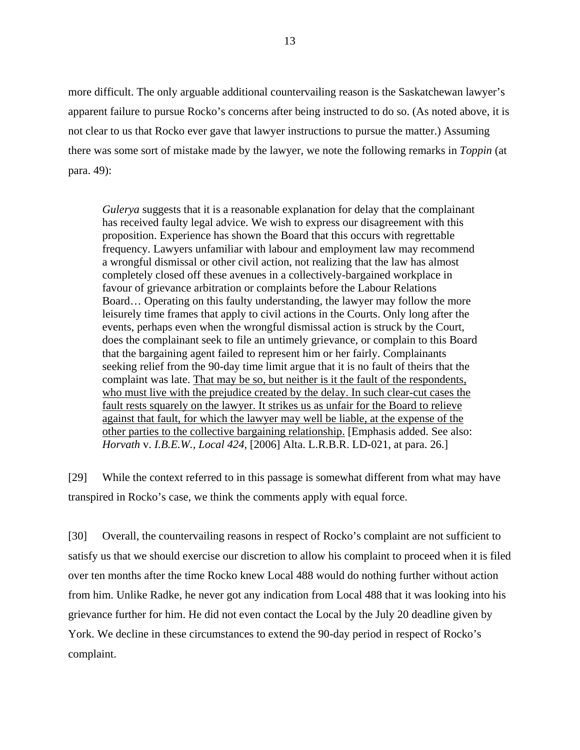more difficult. The only arguable additional countervailing reason is the Saskatchewan lawyer's apparent failure to pursue Rocko's concerns after being instructed to do so. (As noted above, it is not clear to us that Rocko ever gave that lawyer instructions to pursue the matter.) Assuming there was some sort of mistake made by the lawyer, we note the following remarks in *Toppin* (at para. 49):

> *Gulerya* suggests that it is a reasonable explanation for delay that the complainant has received faulty legal advice. We wish to express our disagreement with this proposition. Experience has shown the Board that this occurs with regrettable frequency. Lawyers unfamiliar with labour and employment law may recommend a wrongful dismissal or other civil action, not realizing that the law has almost completely closed off these avenues in a collectively-bargained workplace in favour of grievance arbitration or complaints before the Labour Relations Board… Operating on this faulty understanding, the lawyer may follow the more leisurely time frames that apply to civil actions in the Courts. Only long after the events, perhaps even when the wrongful dismissal action is struck by the Court, does the complainant seek to file an untimely grievance, or complain to this Board that the bargaining agent failed to represent him or her fairly. Complainants seeking relief from the 90-day time limit argue that it is no fault of theirs that the complaint was late. <u>That may be so, but neither is it the fault of the respondents, who must live with the prejudice created by the delay. In such clear-cut cases the fault rests squarely on the lawyer. It strikes us as unfair for the Board to relieve against that fault, for which the lawyer may well be liable, at the expense of the other parties to the collective bargaining relationship.</u> [Emphasis added. See also: *Horvath* v. *I.B.E.W., Local 424*, [2006] Alta. L.R.B.R. LD-021, at para. 26.]

[29] While the context referred to in this passage is somewhat different from what may have transpired in Rocko's case, we think the comments apply with equal force.

[30] Overall, the countervailing reasons in respect of Rocko's complaint are not sufficient to satisfy us that we should exercise our discretion to allow his complaint to proceed when it is filed over ten months after the time Rocko knew Local 488 would do nothing further without action from him. Unlike Radke, he never got any indication from Local 488 that it was looking into his grievance further for him. He did not even contact the Local by the July 20 deadline given by York. We decline in these circumstances to extend the 90-day period in respect of Rocko's complaint.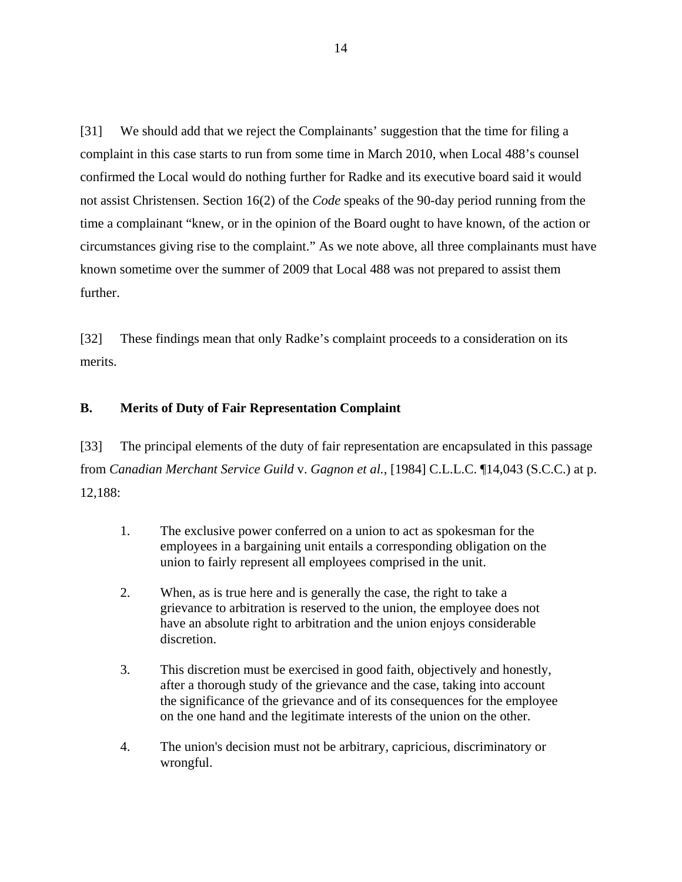[31] We should add that we reject the Complainants' suggestion that the time for filing a complaint in this case starts to run from some time in March 2010, when Local 488's counsel confirmed the Local would do nothing further for Radke and its executive board said it would not assist Christensen. Section 16(2) of the *Code* speaks of the 90-day period running from the time a complainant "knew, or in the opinion of the Board ought to have known, of the action or circumstances giving rise to the complaint." As we note above, all three complainants must have known sometime over the summer of 2009 that Local 488 was not prepared to assist them further.

[32] These findings mean that only Radke's complaint proceeds to a consideration on its merits.

**B. Merits of Duty of Fair Representation Complaint**

[33] The principal elements of the duty of fair representation are encapsulated in this passage from *Canadian Merchant Service Guild* v. *Gagnon et al.*, [1984] C.L.L.C. ¶14,043 (S.C.C.) at p. 12,188:

> 1. The exclusive power conferred on a union to act as spokesman for the employees in a bargaining unit entails a corresponding obligation on the union to fairly represent all employees comprised in the unit.
>
> 2. When, as is true here and is generally the case, the right to take a grievance to arbitration is reserved to the union, the employee does not have an absolute right to arbitration and the union enjoys considerable discretion.
>
> 3. This discretion must be exercised in good faith, objectively and honestly, after a thorough study of the grievance and the case, taking into account the significance of the grievance and of its consequences for the employee on the one hand and the legitimate interests of the union on the other.
>
> 4. The union's decision must not be arbitrary, capricious, discriminatory or wrongful.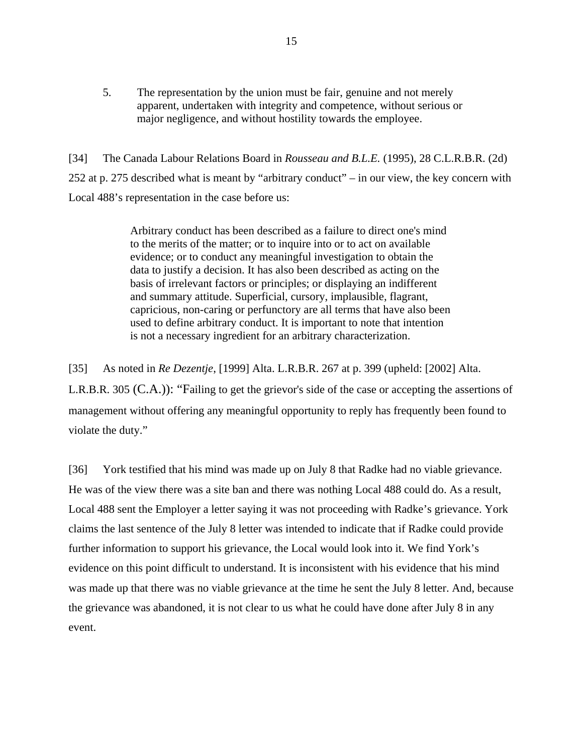5. The representation by the union must be fair, genuine and not merely apparent, undertaken with integrity and competence, without serious or major negligence, and without hostility towards the employee.

[34] The Canada Labour Relations Board in *Rousseau and B.L.E.* (1995), 28 C.L.R.B.R. (2d) 252 at p. 275 described what is meant by "arbitrary conduct" – in our view, the key concern with Local 488's representation in the case before us:

> Arbitrary conduct has been described as a failure to direct one's mind to the merits of the matter; or to inquire into or to act on available evidence; or to conduct any meaningful investigation to obtain the data to justify a decision. It has also been described as acting on the basis of irrelevant factors or principles; or displaying an indifferent and summary attitude. Superficial, cursory, implausible, flagrant, capricious, non-caring or perfunctory are all terms that have also been used to define arbitrary conduct. It is important to note that intention is not a necessary ingredient for an arbitrary characterization.

[35] As noted in *Re Dezentje*, [1999] Alta. L.R.B.R. 267 at p. 399 (upheld: [2002] Alta. L.R.B.R. 305 (C.A.)): "Failing to get the grievor's side of the case or accepting the assertions of management without offering any meaningful opportunity to reply has frequently been found to violate the duty."

[36] York testified that his mind was made up on July 8 that Radke had no viable grievance. He was of the view there was a site ban and there was nothing Local 488 could do. As a result, Local 488 sent the Employer a letter saying it was not proceeding with Radke's grievance. York claims the last sentence of the July 8 letter was intended to indicate that if Radke could provide further information to support his grievance, the Local would look into it. We find York's evidence on this point difficult to understand. It is inconsistent with his evidence that his mind was made up that there was no viable grievance at the time he sent the July 8 letter. And, because the grievance was abandoned, it is not clear to us what he could have done after July 8 in any event.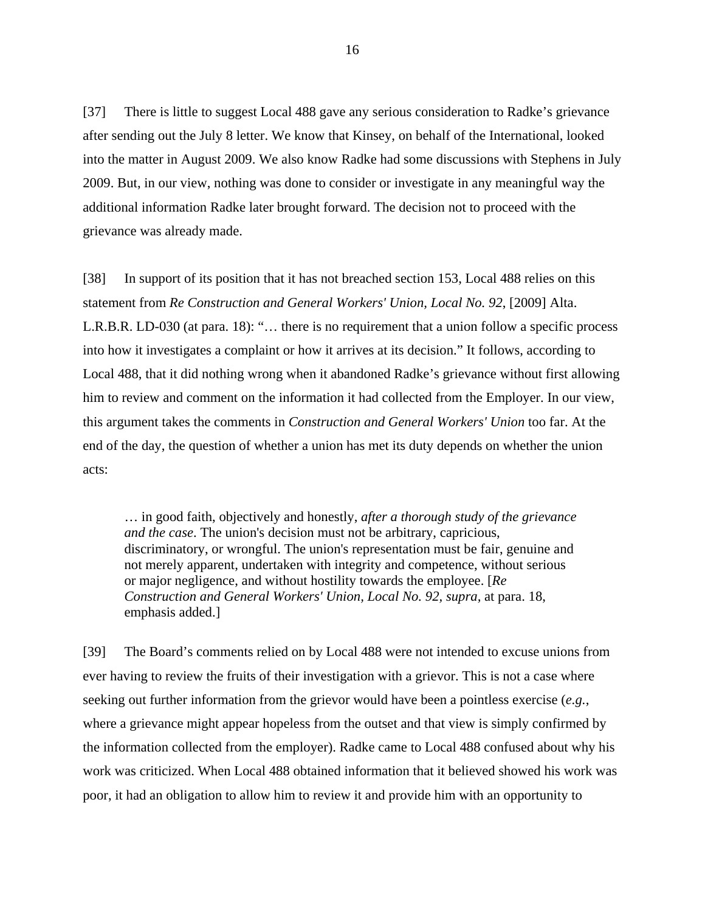[37] There is little to suggest Local 488 gave any serious consideration to Radke's grievance after sending out the July 8 letter. We know that Kinsey, on behalf of the International, looked into the matter in August 2009. We also know Radke had some discussions with Stephens in July 2009. But, in our view, nothing was done to consider or investigate in any meaningful way the additional information Radke later brought forward. The decision not to proceed with the grievance was already made.

[38] In support of its position that it has not breached section 153, Local 488 relies on this statement from *Re Construction and General Workers' Union, Local No. 92*, [2009] Alta. L.R.B.R. LD-030 (at para. 18): "… there is no requirement that a union follow a specific process into how it investigates a complaint or how it arrives at its decision." It follows, according to Local 488, that it did nothing wrong when it abandoned Radke's grievance without first allowing him to review and comment on the information it had collected from the Employer. In our view, this argument takes the comments in *Construction and General Workers' Union* too far. At the end of the day, the question of whether a union has met its duty depends on whether the union acts:

> … in good faith, objectively and honestly, *after a thorough study of the grievance and the case*. The union's decision must not be arbitrary, capricious, discriminatory, or wrongful. The union's representation must be fair, genuine and not merely apparent, undertaken with integrity and competence, without serious or major negligence, and without hostility towards the employee. [*Re Construction and General Workers' Union, Local No. 92, supra*, at para. 18, emphasis added.]

[39] The Board's comments relied on by Local 488 were not intended to excuse unions from ever having to review the fruits of their investigation with a grievor. This is not a case where seeking out further information from the grievor would have been a pointless exercise (*e.g.*, where a grievance might appear hopeless from the outset and that view is simply confirmed by the information collected from the employer). Radke came to Local 488 confused about why his work was criticized. When Local 488 obtained information that it believed showed his work was poor, it had an obligation to allow him to review it and provide him with an opportunity to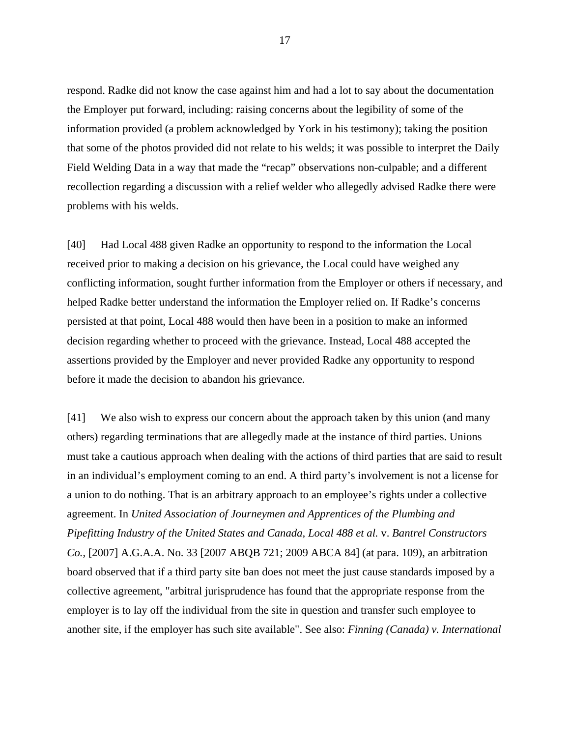respond. Radke did not know the case against him and had a lot to say about the documentation the Employer put forward, including: raising concerns about the legibility of some of the information provided (a problem acknowledged by York in his testimony); taking the position that some of the photos provided did not relate to his welds; it was possible to interpret the Daily Field Welding Data in a way that made the "recap" observations non-culpable; and a different recollection regarding a discussion with a relief welder who allegedly advised Radke there were problems with his welds.

[40] Had Local 488 given Radke an opportunity to respond to the information the Local received prior to making a decision on his grievance, the Local could have weighed any conflicting information, sought further information from the Employer or others if necessary, and helped Radke better understand the information the Employer relied on. If Radke's concerns persisted at that point, Local 488 would then have been in a position to make an informed decision regarding whether to proceed with the grievance. Instead, Local 488 accepted the assertions provided by the Employer and never provided Radke any opportunity to respond before it made the decision to abandon his grievance.

[41] We also wish to express our concern about the approach taken by this union (and many others) regarding terminations that are allegedly made at the instance of third parties. Unions must take a cautious approach when dealing with the actions of third parties that are said to result in an individual's employment coming to an end. A third party's involvement is not a license for a union to do nothing. That is an arbitrary approach to an employee's rights under a collective agreement. In *United Association of Journeymen and Apprentices of the Plumbing and Pipefitting Industry of the United States and Canada, Local 488 et al.* v. *Bantrel Constructors Co.*, [2007] A.G.A.A. No. 33 [2007 ABQB 721; 2009 ABCA 84] (at para. 109), an arbitration board observed that if a third party site ban does not meet the just cause standards imposed by a collective agreement, "arbitral jurisprudence has found that the appropriate response from the employer is to lay off the individual from the site in question and transfer such employee to another site, if the employer has such site available". See also: *Finning (Canada) v. International*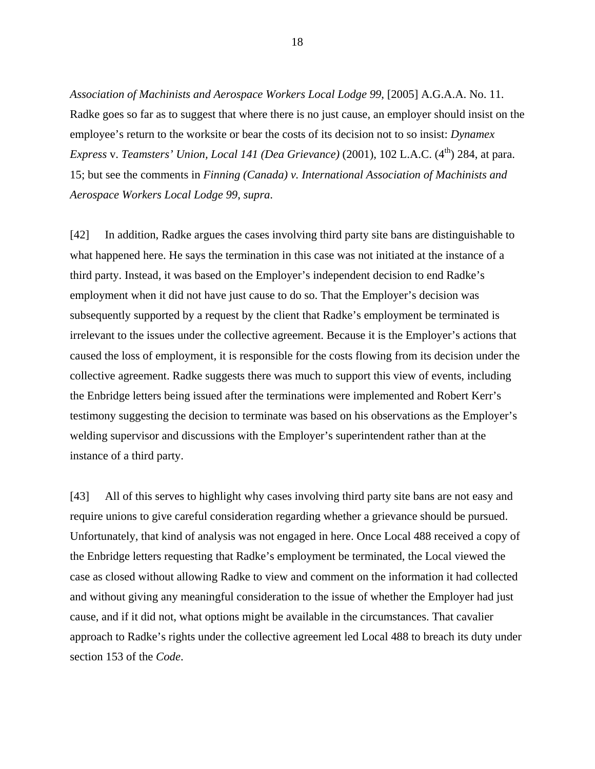*Association of Machinists and Aerospace Workers Local Lodge 99*, [2005] A.G.A.A. No. 11. Radke goes so far as to suggest that where there is no just cause, an employer should insist on the employee's return to the worksite or bear the costs of its decision not to so insist: *Dynamex Express* v. *Teamsters' Union, Local 141 (Dea Grievance)* (2001), 102 L.A.C. (4th) 284, at para. 15; but see the comments in *Finning (Canada) v. International Association of Machinists and Aerospace Workers Local Lodge 99*, *supra*.

[42] In addition, Radke argues the cases involving third party site bans are distinguishable to what happened here. He says the termination in this case was not initiated at the instance of a third party. Instead, it was based on the Employer's independent decision to end Radke's employment when it did not have just cause to do so. That the Employer's decision was subsequently supported by a request by the client that Radke's employment be terminated is irrelevant to the issues under the collective agreement. Because it is the Employer's actions that caused the loss of employment, it is responsible for the costs flowing from its decision under the collective agreement. Radke suggests there was much to support this view of events, including the Enbridge letters being issued after the terminations were implemented and Robert Kerr's testimony suggesting the decision to terminate was based on his observations as the Employer's welding supervisor and discussions with the Employer's superintendent rather than at the instance of a third party.

[43] All of this serves to highlight why cases involving third party site bans are not easy and require unions to give careful consideration regarding whether a grievance should be pursued. Unfortunately, that kind of analysis was not engaged in here. Once Local 488 received a copy of the Enbridge letters requesting that Radke's employment be terminated, the Local viewed the case as closed without allowing Radke to view and comment on the information it had collected and without giving any meaningful consideration to the issue of whether the Employer had just cause, and if it did not, what options might be available in the circumstances. That cavalier approach to Radke's rights under the collective agreement led Local 488 to breach its duty under section 153 of the *Code*.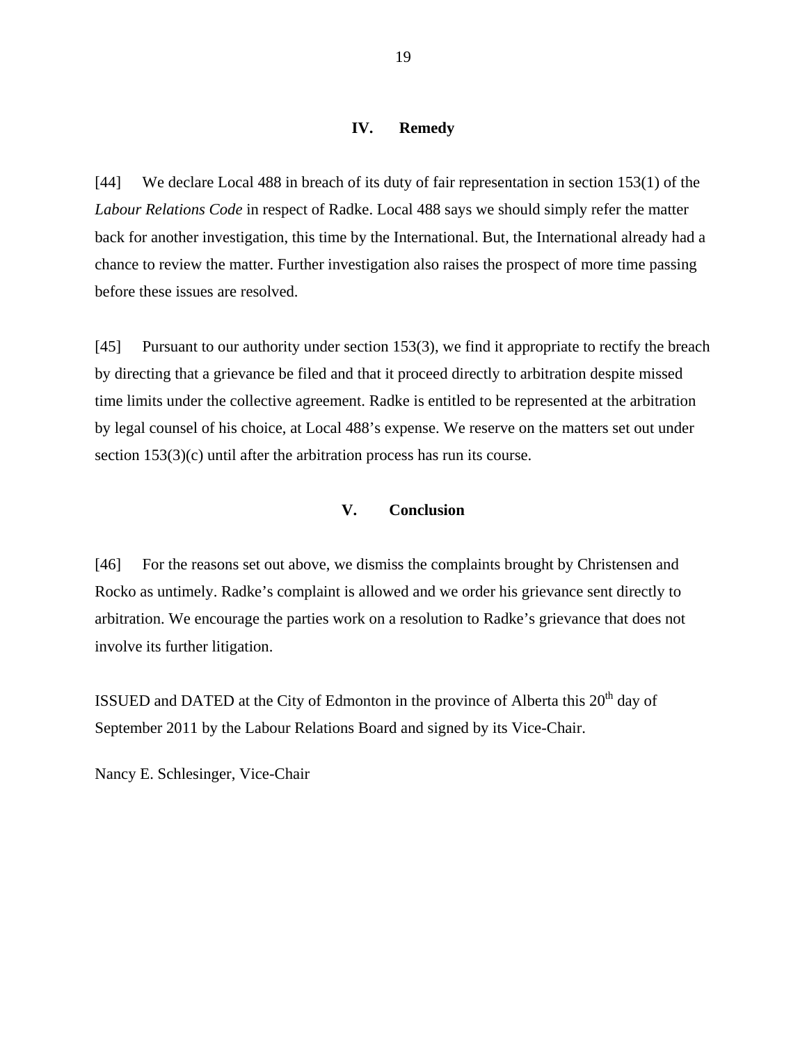## IV. Remedy

[44] We declare Local 488 in breach of its duty of fair representation in section 153(1) of the *Labour Relations Code* in respect of Radke. Local 488 says we should simply refer the matter back for another investigation, this time by the International. But, the International already had a chance to review the matter. Further investigation also raises the prospect of more time passing before these issues are resolved.

[45] Pursuant to our authority under section 153(3), we find it appropriate to rectify the breach by directing that a grievance be filed and that it proceed directly to arbitration despite missed time limits under the collective agreement. Radke is entitled to be represented at the arbitration by legal counsel of his choice, at Local 488's expense. We reserve on the matters set out under section 153(3)(c) until after the arbitration process has run its course.

## V. Conclusion

[46] For the reasons set out above, we dismiss the complaints brought by Christensen and Rocko as untimely. Radke's complaint is allowed and we order his grievance sent directly to arbitration. We encourage the parties work on a resolution to Radke's grievance that does not involve its further litigation.

ISSUED and DATED at the City of Edmonton in the province of Alberta this 20th day of September 2011 by the Labour Relations Board and signed by its Vice-Chair.

Nancy E. Schlesinger, Vice-Chair